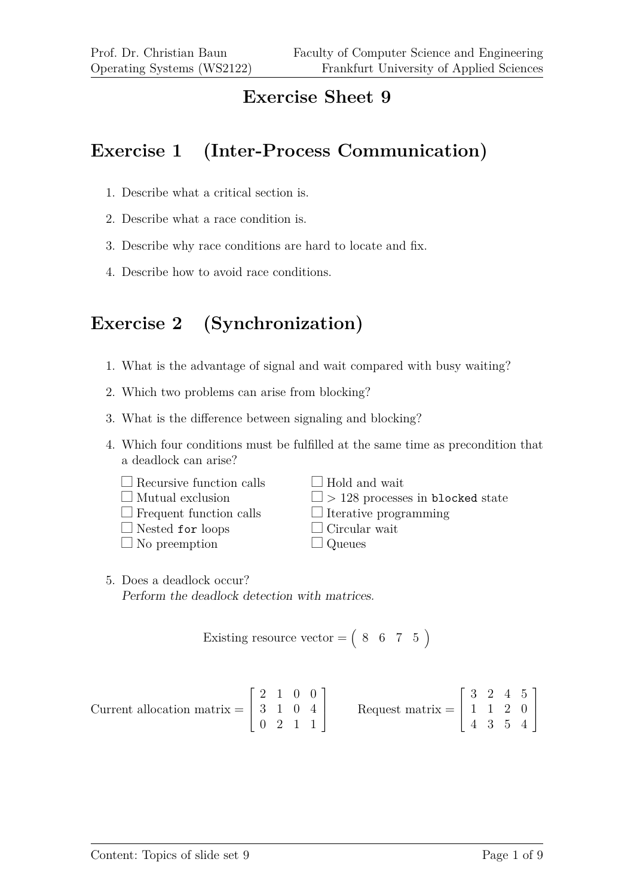# Exercise Sheet 9

## Exercise 1 (Inter-Process Communication)

1. Describe what a critical section is.
2. Describe what a race condition is.
3. Describe why race conditions are hard to locate and fix.
4. Describe how to avoid race conditions.

## Exercise 2 (Synchronization)

1. What is the advantage of signal and wait compared with busy waiting?
2. Which two problems can arise from blocking?
3. What is the difference between signaling and blocking?
4. Which four conditions must be fulfilled at the same time as precondition that a deadlock can arise?

   - ☐ Recursive function calls
   - ☐ Mutual exclusion
   - ☐ Frequent function calls
   - ☐ Nested `for` loops
   - ☐ No preemption
   - ☐ Hold and wait
   - ☐ > 128 processes in `blocked` state
   - ☐ Iterative programming
   - ☐ Circular wait
   - ☐ Queues

5. Does a deadlock occur?
   *Perform the deadlock detection with matrices.*

$$\text{Existing resource vector} = \begin{pmatrix} 8 & 6 & 7 & 5 \end{pmatrix}$$

$$\text{Current allocation matrix} = \begin{bmatrix} 2 & 1 & 0 & 0 \\ 3 & 1 & 0 & 4 \\ 0 & 2 & 1 & 1 \end{bmatrix} \qquad \text{Request matrix} = \begin{bmatrix} 3 & 2 & 4 & 5 \\ 1 & 1 & 2 & 0 \\ 4 & 3 & 5 & 4 \end{bmatrix}$$

Content: Topics of slide set 9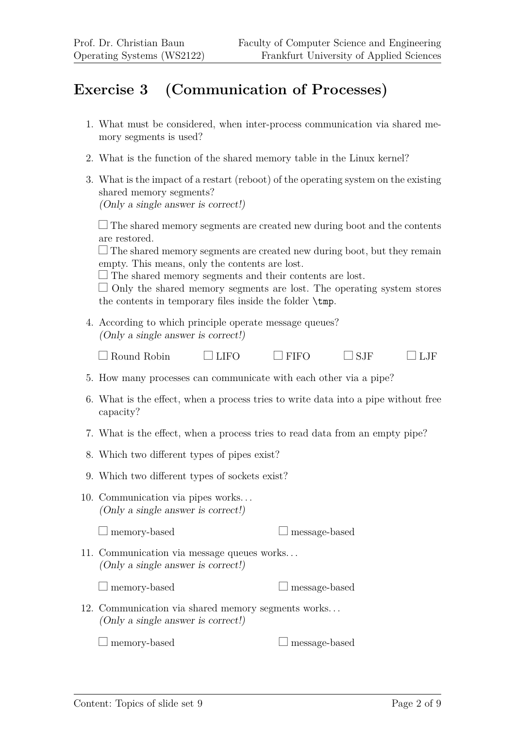## Exercise 3 (Communication of Processes)

1. What must be considered, when inter-process communication via shared memory segments is used?

2. What is the function of the shared memory table in the Linux kernel?

3. What is the impact of a restart (reboot) of the operating system on the existing shared memory segments?
   *(Only a single answer is correct!)*

   ☐ The shared memory segments are created new during boot and the contents are restored.
   ☐ The shared memory segments are created new during boot, but they remain empty. This means, only the contents are lost.
   ☐ The shared memory segments and their contents are lost.
   ☐ Only the shared memory segments are lost. The operating system stores the contents in temporary files inside the folder `\tmp`.

4. According to which principle operate message queues?
   *(Only a single answer is correct!)*

   ☐ Round Robin ☐ LIFO ☐ FIFO ☐ SJF ☐ LJF

5. How many processes can communicate with each other via a pipe?

6. What is the effect, when a process tries to write data into a pipe without free capacity?

7. What is the effect, when a process tries to read data from an empty pipe?

8. Which two different types of pipes exist?

9. Which two different types of sockets exist?

10. Communication via pipes works...
    *(Only a single answer is correct!)*

    ☐ memory-based ☐ message-based

11. Communication via message queues works...
    *(Only a single answer is correct!)*

    ☐ memory-based ☐ message-based

12. Communication via shared memory segments works...
    *(Only a single answer is correct!)*

    ☐ memory-based ☐ message-based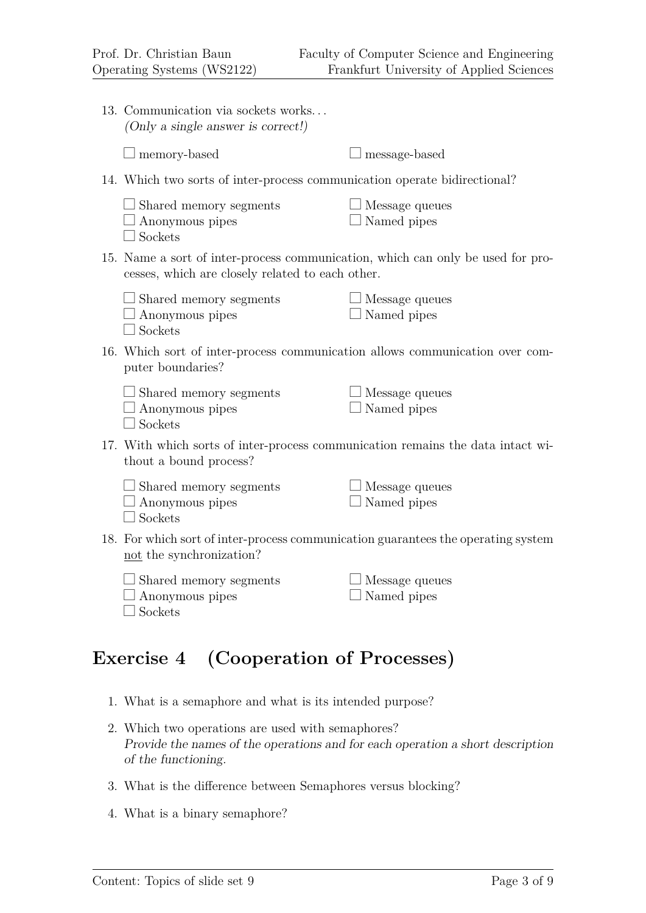13. Communication via sockets works…
    *(Only a single answer is correct!)*

    ☐ memory-based ☐ message-based

14. Which two sorts of inter-process communication operate bidirectional?

    ☐ Shared memory segments
    ☐ Message queues
    ☐ Anonymous pipes
    ☐ Named pipes
    ☐ Sockets

15. Name a sort of inter-process communication, which can only be used for processes, which are closely related to each other.

    ☐ Shared memory segments
    ☐ Message queues
    ☐ Anonymous pipes
    ☐ Named pipes
    ☐ Sockets

16. Which sort of inter-process communication allows communication over computer boundaries?

    ☐ Shared memory segments
    ☐ Message queues
    ☐ Anonymous pipes
    ☐ Named pipes
    ☐ Sockets

17. With which sorts of inter-process communication remains the data intact without a bound process?

    ☐ Shared memory segments
    ☐ Message queues
    ☐ Anonymous pipes
    ☐ Named pipes
    ☐ Sockets

18. For which sort of inter-process communication guarantees the operating system <u>not</u> the synchronization?

    ☐ Shared memory segments
    ☐ Message queues
    ☐ Anonymous pipes
    ☐ Named pipes
    ☐ Sockets

## Exercise 4 (Cooperation of Processes)

1. What is a semaphore and what is its intended purpose?
2. Which two operations are used with semaphores?
   *Provide the names of the operations and for each operation a short description of the functioning.*
3. What is the difference between Semaphores versus blocking?
4. What is a binary semaphore?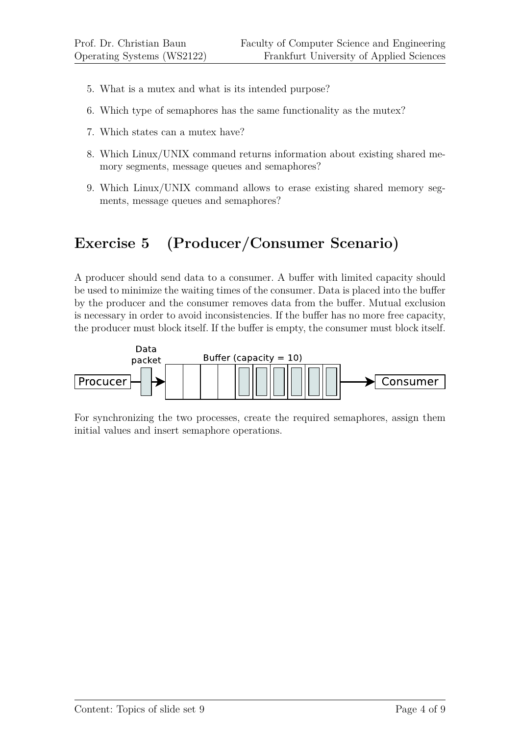5. What is a mutex and what is its intended purpose?
6. Which type of semaphores has the same functionality as the mutex?
7. Which states can a mutex have?
8. Which Linux/UNIX command returns information about existing shared memory segments, message queues and semaphores?
9. Which Linux/UNIX command allows to erase existing shared memory segments, message queues and semaphores?

## Exercise 5 (Producer/Consumer Scenario)

A producer should send data to a consumer. A buffer with limited capacity should be used to minimize the waiting times of the consumer. Data is placed into the buffer by the producer and the consumer removes data from the buffer. Mutual exclusion is necessary in order to avoid inconsistencies. If the buffer has no more free capacity, the producer must block itself. If the buffer is empty, the consumer must block itself.

Data packet

Buffer (capacity = 10)

Procucer → Consumer

For synchronizing the two processes, create the required semaphores, assign them initial values and insert semaphore operations.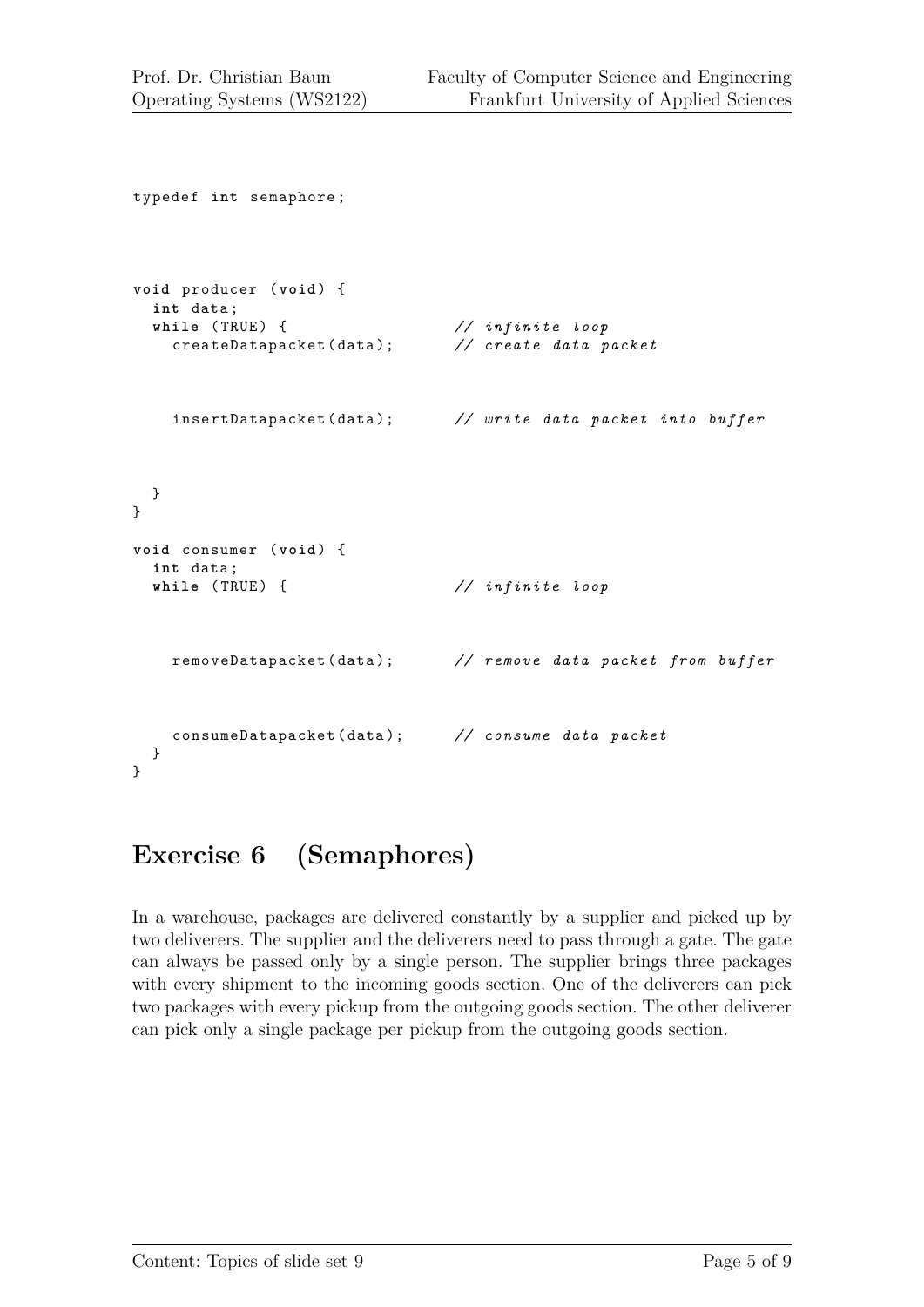```
typedef int semaphore;



void producer (void) {
  int data;
  while (TRUE) {                  // infinite loop
    createDatapacket(data);       // create data packet



    insertDatapacket(data);       // write data packet into buffer



  }
}

void consumer (void) {
  int data;
  while (TRUE) {                  // infinite loop



    removeDatapacket(data);       // remove data packet from buffer



    consumeDatapacket(data);      // consume data packet
  }
}
```

## Exercise 6 (Semaphores)

In a warehouse, packages are delivered constantly by a supplier and picked up by two deliverers. The supplier and the deliverers need to pass through a gate. The gate can always be passed only by a single person. The supplier brings three packages with every shipment to the incoming goods section. One of the deliverers can pick two packages with every pickup from the outgoing goods section. The other deliverer can pick only a single package per pickup from the outgoing goods section.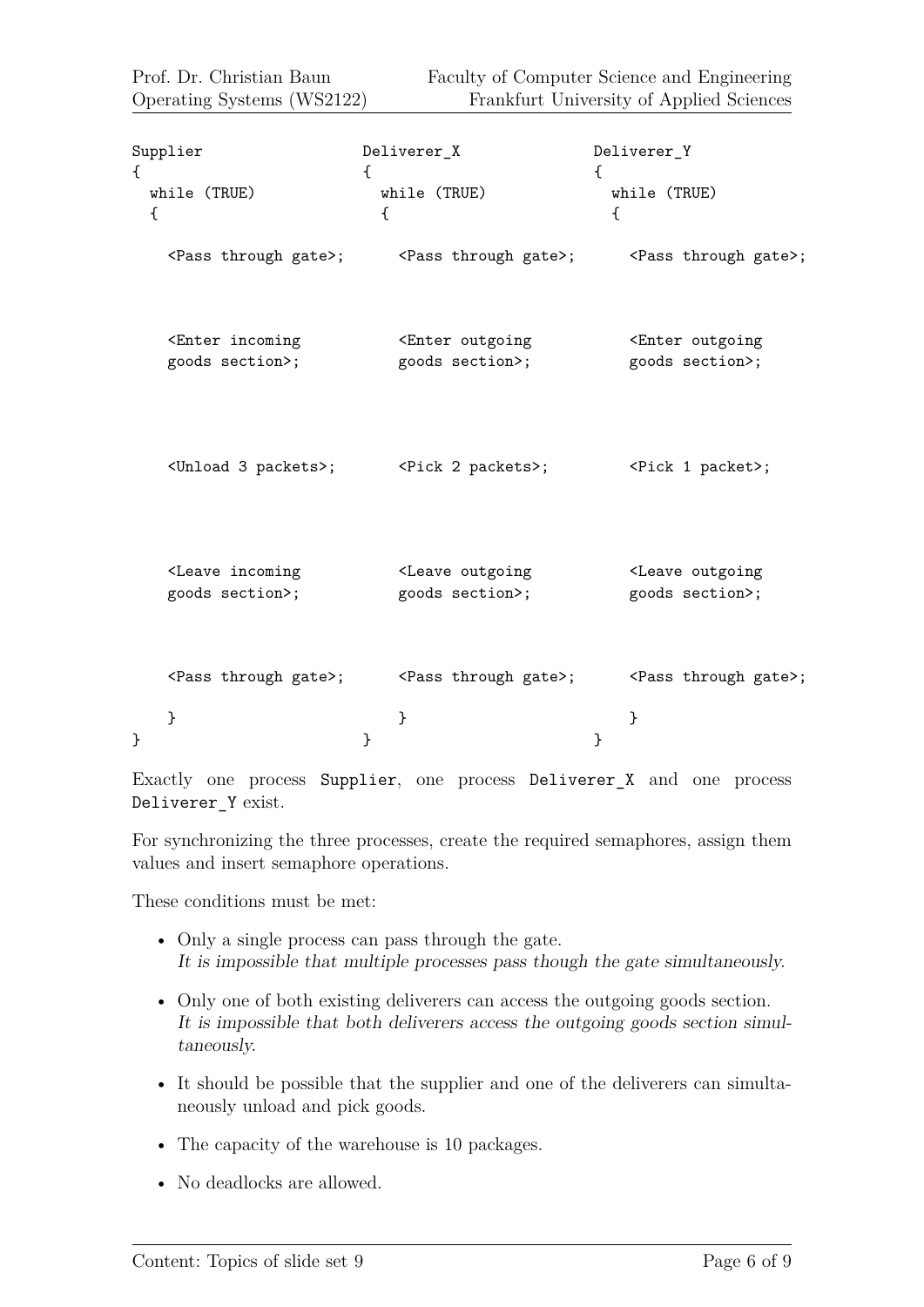```
Supplier                      Deliverer_X                   Deliverer_Y
{                             {                             {
  while (TRUE)                  while (TRUE)                  while (TRUE)
  {                             {                             {

    <Pass through gate>;          <Pass through gate>;          <Pass through gate>;



    <Enter incoming               <Enter outgoing               <Enter outgoing
    goods section>;               goods section>;               goods section>;




    <Unload 3 packets>;           <Pick 2 packets>;             <Pick 1 packet>;




    <Leave incoming               <Leave outgoing               <Leave outgoing
    goods section>;               goods section>;               goods section>;



    <Pass through gate>;          <Pass through gate>;          <Pass through gate>;

    }                             }                             }
}                             }                             }
```

Exactly one process Supplier, one process Deliverer_X and one process Deliverer_Y exist.

For synchronizing the three processes, create the required semaphores, assign them values and insert semaphore operations.

These conditions must be met:

- Only a single process can pass through the gate.
  *It is impossible that multiple processes pass though the gate simultaneously.*
- Only one of both existing deliverers can access the outgoing goods section.
  *It is impossible that both deliverers access the outgoing goods section simultaneously.*
- It should be possible that the supplier and one of the deliverers can simultaneously unload and pick goods.
- The capacity of the warehouse is 10 packages.
- No deadlocks are allowed.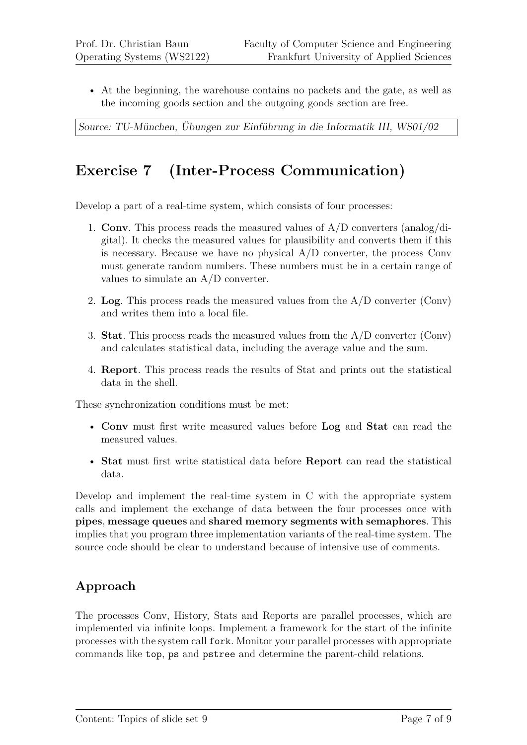- At the beginning, the warehouse contains no packets and the gate, as well as the incoming goods section and the outgoing goods section are free.

*Source: TU-München, Übungen zur Einführung in die Informatik III, WS01/02*

# Exercise 7 (Inter-Process Communication)

Develop a part of a real-time system, which consists of four processes:

1. **Conv**. This process reads the measured values of A/D converters (analog/digital). It checks the measured values for plausibility and converts them if this is necessary. Because we have no physical A/D converter, the process Conv must generate random numbers. These numbers must be in a certain range of values to simulate an A/D converter.
2. **Log**. This process reads the measured values from the A/D converter (Conv) and writes them into a local file.
3. **Stat**. This process reads the measured values from the A/D converter (Conv) and calculates statistical data, including the average value and the sum.
4. **Report**. This process reads the results of Stat and prints out the statistical data in the shell.

These synchronization conditions must be met:

- **Conv** must first write measured values before **Log** and **Stat** can read the measured values.
- **Stat** must first write statistical data before **Report** can read the statistical data.

Develop and implement the real-time system in C with the appropriate system calls and implement the exchange of data between the four processes once with **pipes**, **message queues** and **shared memory segments with semaphores**. This implies that you program three implementation variants of the real-time system. The source code should be clear to understand because of intensive use of comments.

## Approach

The processes Conv, History, Stats and Reports are parallel processes, which are implemented via infinite loops. Implement a framework for the start of the infinite processes with the system call `fork`. Monitor your parallel processes with appropriate commands like `top`, `ps` and `pstree` and determine the parent-child relations.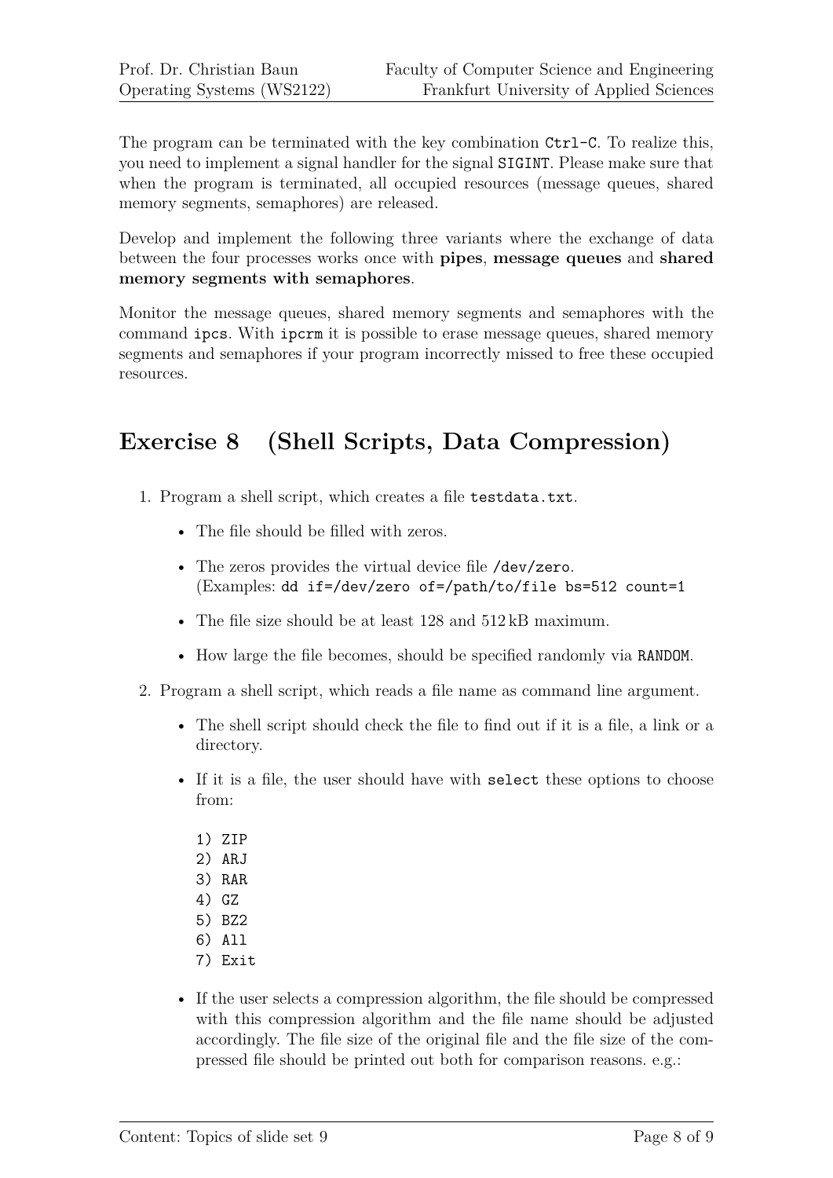The program can be terminated with the key combination `Ctrl-C`. To realize this, you need to implement a signal handler for the signal `SIGINT`. Please make sure that when the program is terminated, all occupied resources (message queues, shared memory segments, semaphores) are released.

Develop and implement the following three variants where the exchange of data between the four processes works once with **pipes**, **message queues** and **shared memory segments with semaphores**.

Monitor the message queues, shared memory segments and semaphores with the command `ipcs`. With `ipcrm` it is possible to erase message queues, shared memory segments and semaphores if your program incorrectly missed to free these occupied resources.

## Exercise 8 (Shell Scripts, Data Compression)

1. Program a shell script, which creates a file `testdata.txt`.
   - The file should be filled with zeros.
   - The zeros provides the virtual device file `/dev/zero`. (Examples: `dd if=/dev/zero of=/path/to/file bs=512 count=1`
   - The file size should be at least 128 and 512 kB maximum.
   - How large the file becomes, should be specified randomly via `RANDOM`.
2. Program a shell script, which reads a file name as command line argument.
   - The shell script should check the file to find out if it is a file, a link or a directory.
   - If it is a file, the user should have with `select` these options to choose from:

     ```
     1) ZIP
     2) ARJ
     3) RAR
     4) GZ
     5) BZ2
     6) All
     7) Exit
     ```

   - If the user selects a compression algorithm, the file should be compressed with this compression algorithm and the file name should be adjusted accordingly. The file size of the original file and the file size of the compressed file should be printed out both for comparison reasons. e.g.: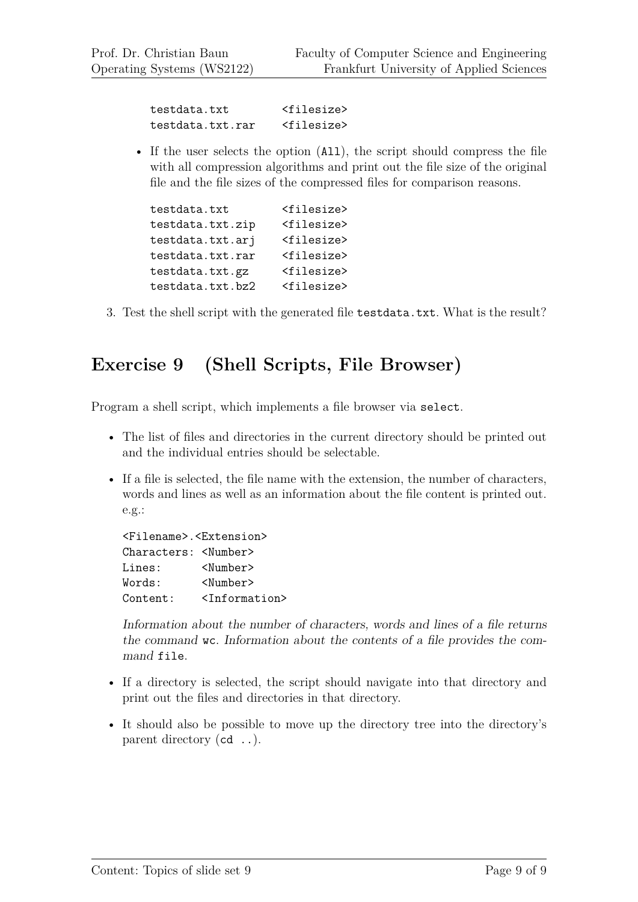```
testdata.txt        <filesize>
testdata.txt.rar    <filesize>
```

- If the user selects the option (`All`), the script should compress the file with all compression algorithms and print out the file size of the original file and the file sizes of the compressed files for comparison reasons.

```
testdata.txt        <filesize>
testdata.txt.zip    <filesize>
testdata.txt.arj    <filesize>
testdata.txt.rar    <filesize>
testdata.txt.gz     <filesize>
testdata.txt.bz2    <filesize>
```

3. Test the shell script with the generated file `testdata.txt`. What is the result?

## Exercise 9 (Shell Scripts, File Browser)

Program a shell script, which implements a file browser via `select`.

- The list of files and directories in the current directory should be printed out and the individual entries should be selectable.
- If a file is selected, the file name with the extension, the number of characters, words and lines as well as an information about the file content is printed out. e.g.:

```
<Filename>.<Extension>
Characters: <Number>
Lines:      <Number>
Words:      <Number>
Content:    <Information>
```

*Information about the number of characters, words and lines of a file returns the command* `wc`*. Information about the contents of a file provides the command* `file`*.*

- If a directory is selected, the script should navigate into that directory and print out the files and directories in that directory.
- It should also be possible to move up the directory tree into the directory's parent directory (`cd ..`).